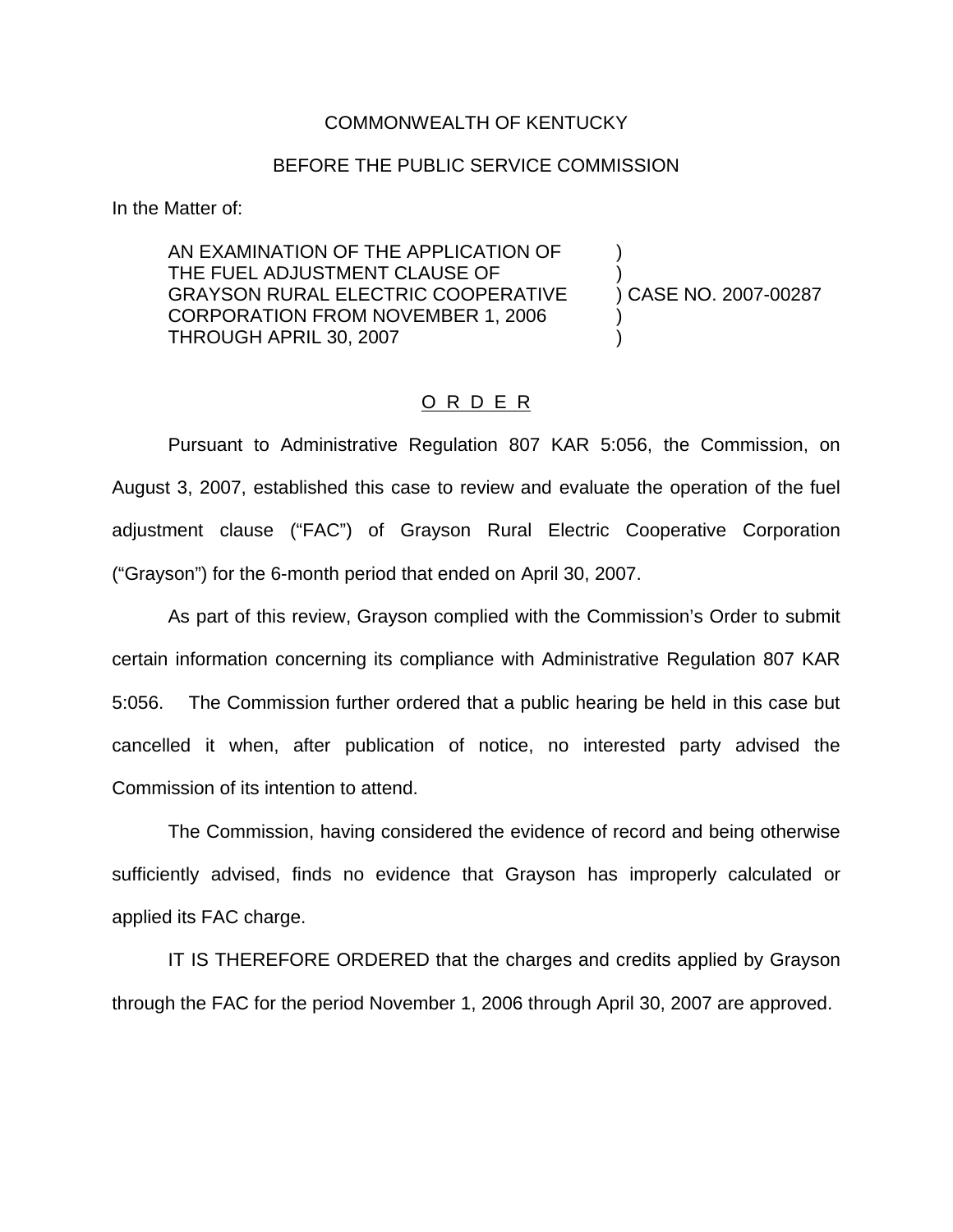COMMONWEALTH OF KENTUCKY

BEFORE THE PUBLIC SERVICE COMMISSION

In the Matter of:

| | | |
|---|---|---|
| AN EXAMINATION OF THE APPLICATION OF THE FUEL ADJUSTMENT CLAUSE OF GRAYSON RURAL ELECTRIC COOPERATIVE CORPORATION FROM NOVEMBER 1, 2006 THROUGH APRIL 30, 2007 | ) | CASE NO. 2007-00287 |

## O R D E R

Pursuant to Administrative Regulation 807 KAR 5:056, the Commission, on August 3, 2007, established this case to review and evaluate the operation of the fuel adjustment clause ("FAC") of Grayson Rural Electric Cooperative Corporation ("Grayson") for the 6-month period that ended on April 30, 2007.

As part of this review, Grayson complied with the Commission's Order to submit certain information concerning its compliance with Administrative Regulation 807 KAR 5:056. The Commission further ordered that a public hearing be held in this case but cancelled it when, after publication of notice, no interested party advised the Commission of its intention to attend.

The Commission, having considered the evidence of record and being otherwise sufficiently advised, finds no evidence that Grayson has improperly calculated or applied its FAC charge.

IT IS THEREFORE ORDERED that the charges and credits applied by Grayson through the FAC for the period November 1, 2006 through April 30, 2007 are approved.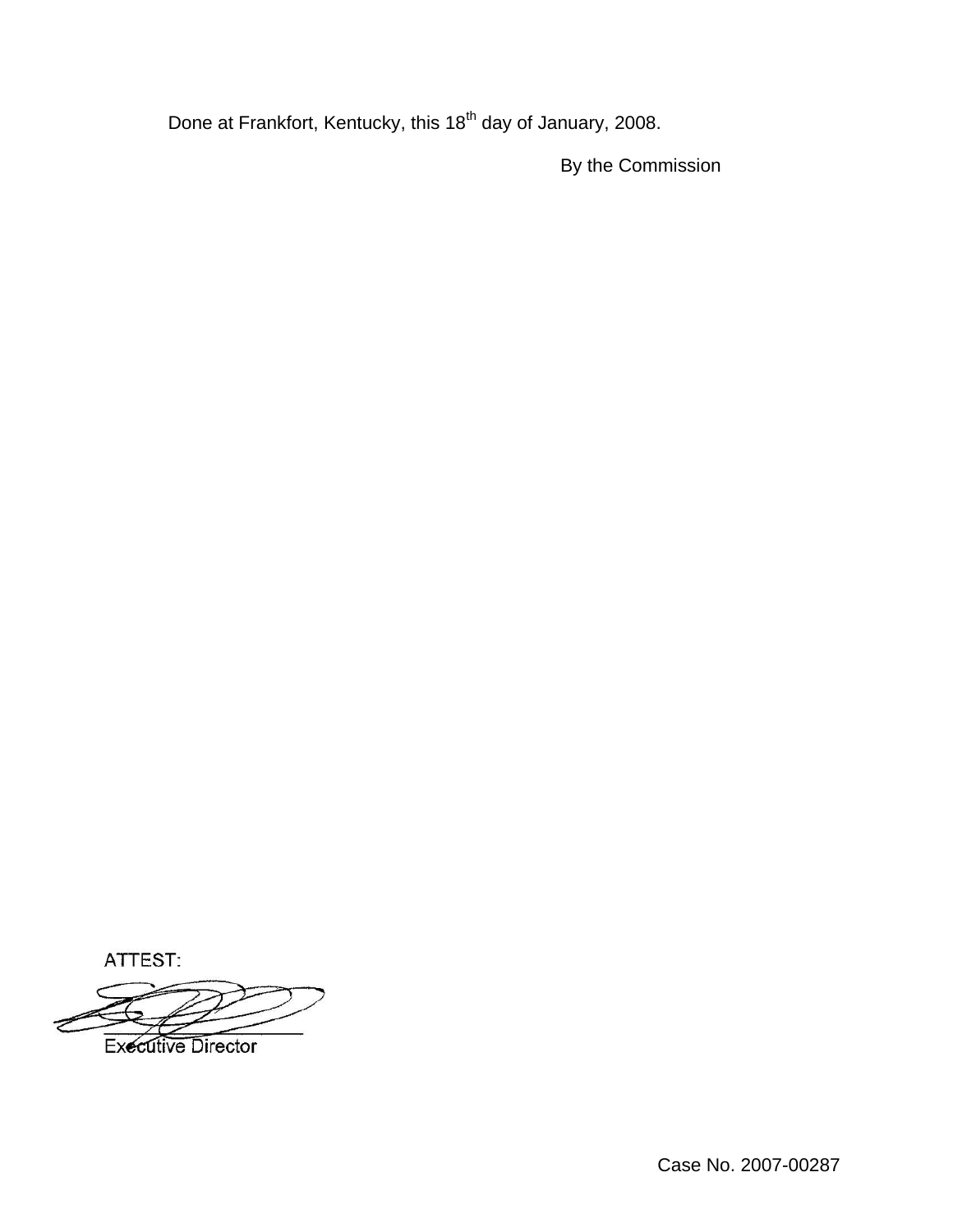Done at Frankfort, Kentucky, this 18th day of January, 2008.

By the Commission

ATTEST:

Executive Director

Case No. 2007-00287